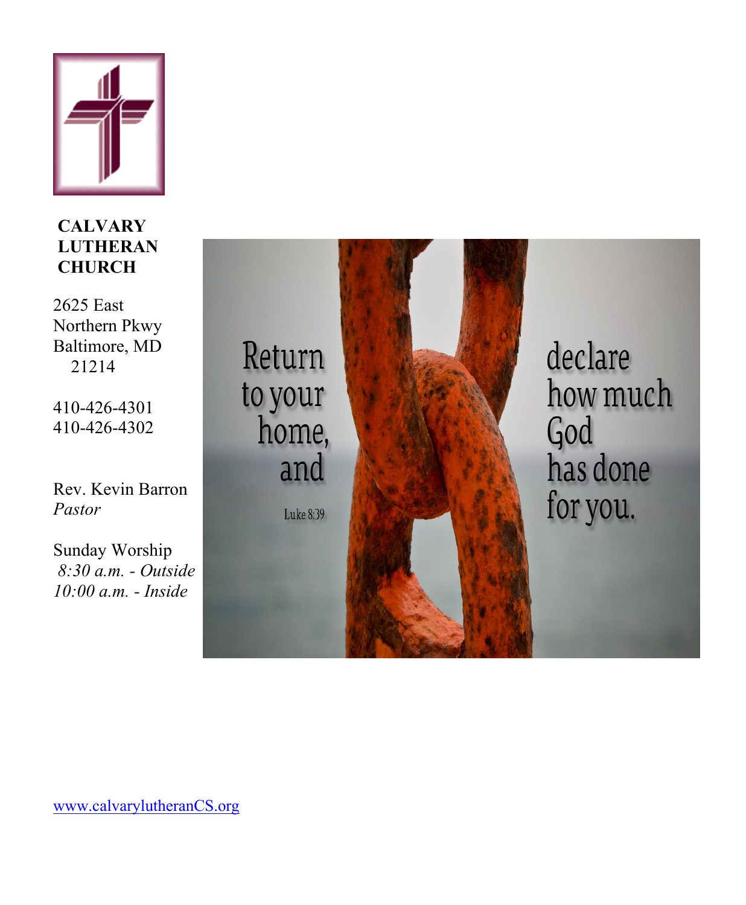**CALVARY LUTHERAN CHURCH**

2625 East Northern Pkwy
Baltimore, MD 21214

410-426-4301
410-426-4302

Rev. Kevin Barron
*Pastor*

Sunday Worship
*8:30 a.m. - Outside*
*10:00 a.m. - Inside*

Return to your home, and declare how much God has done for you.

Luke 8:39

www.calvarylutheranCS.org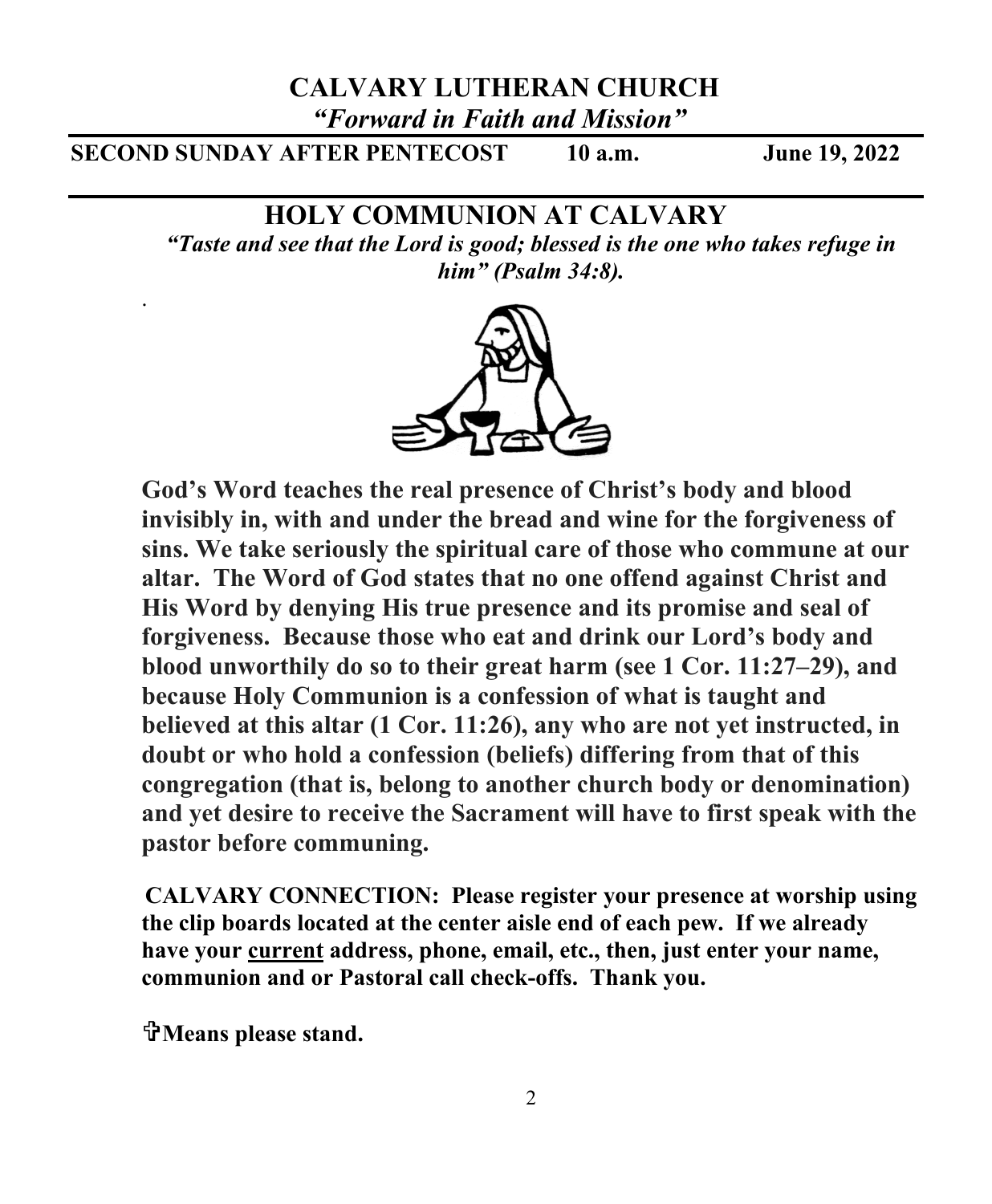# CALVARY LUTHERAN CHURCH

*"Forward in Faith and Mission"*

**SECOND SUNDAY AFTER PENTECOST    10 a.m.    June 19, 2022**

## HOLY COMMUNION AT CALVARY

***"Taste and see that the Lord is good; blessed is the one who takes refuge in him" (Psalm 34:8).***

**God's Word teaches the real presence of Christ's body and blood invisibly in, with and under the bread and wine for the forgiveness of sins. We take seriously the spiritual care of those who commune at our altar. The Word of God states that no one offend against Christ and His Word by denying His true presence and its promise and seal of forgiveness. Because those who eat and drink our Lord's body and blood unworthily do so to their great harm (see 1 Cor. 11:27–29), and because Holy Communion is a confession of what is taught and believed at this altar (1 Cor. 11:26), any who are not yet instructed, in doubt or who hold a confession (beliefs) differing from that of this congregation (that is, belong to another church body or denomination) and yet desire to receive the Sacrament will have to first speak with the pastor before communing.**

**CALVARY CONNECTION: Please register your presence at worship using the clip boards located at the center aisle end of each pew. If we already have your <u>current</u> address, phone, email, etc., then, just enter your name, communion and or Pastoral call check-offs. Thank you.**

**✞Means please stand.**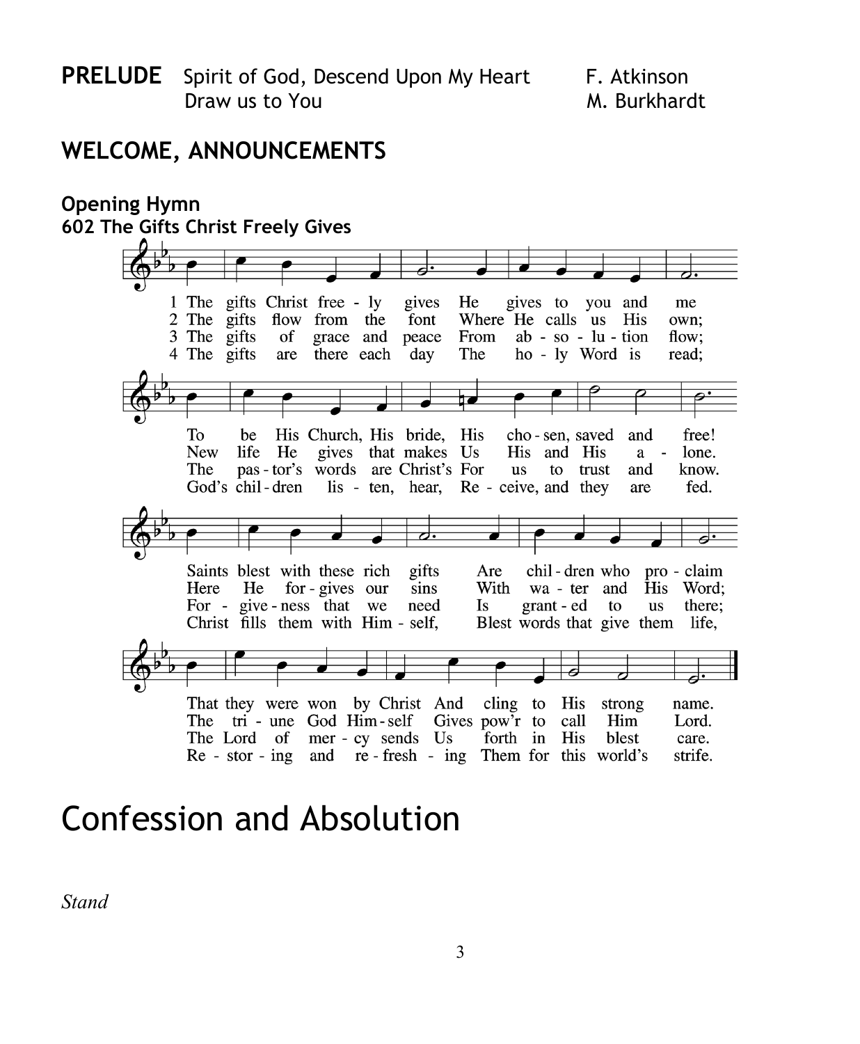**PRELUDE** Spirit of God, Descend Upon My Heart F. Atkinson
Draw us to You M. Burkhardt

## WELCOME, ANNOUNCEMENTS

**Opening Hymn**
**602 The Gifts Christ Freely Gives**

1 The gifts Christ free - ly gives He gives to you and me
To be His Church, His bride, His cho - sen, saved and free!
Saints blest with these rich gifts Are chil - dren who pro - claim
That they were won by Christ And cling to His strong name.

2 The gifts flow from the font Where He calls us His own;
New life He gives that makes Us His and His a - lone.
Here He for - gives our sins With wa - ter and His Word;
The tri - une God Him - self Gives pow'r to call Him Lord.

3 The gifts of grace and peace From ab - so - lu - tion flow;
The pas - tor's words are Christ's For us to trust and know.
For - give - ness that we need Is grant - ed to us there;
The Lord of mer - cy sends Us forth in His blest care.

4 The gifts are there each day The ho - ly Word is read;
God's chil - dren lis - ten, hear, Re - ceive, and they are fed.
Christ fills them with Him - self, Blest words that give them life,
Re - stor - ing and re - fresh - ing Them for this world's strife.

# Confession and Absolution

*Stand*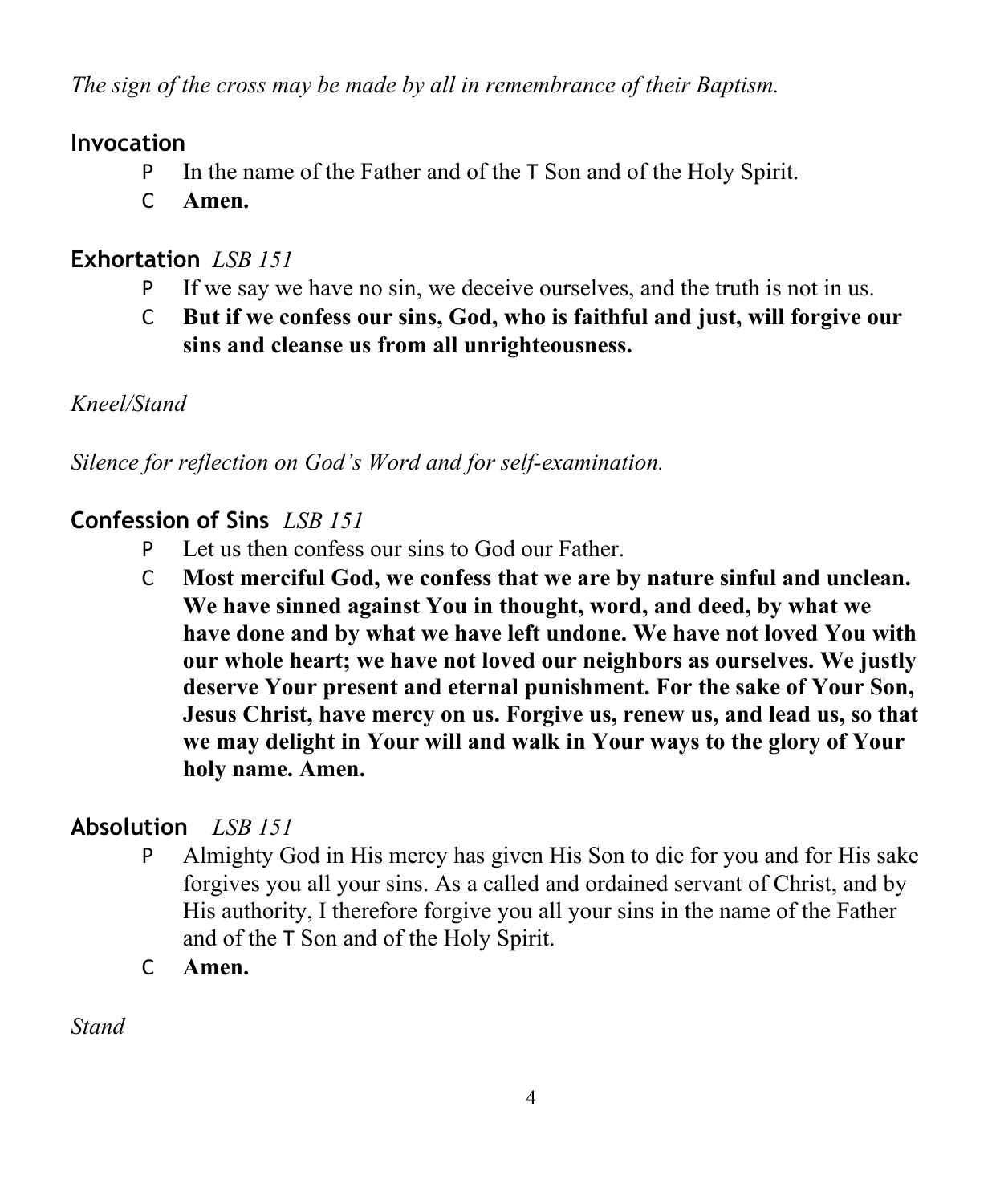*The sign of the cross may be made by all in remembrance of their Baptism.*

## Invocation

P In the name of the Father and of the T Son and of the Holy Spirit.

C **Amen.**

## Exhortation *LSB 151*

P If we say we have no sin, we deceive ourselves, and the truth is not in us.

C **But if we confess our sins, God, who is faithful and just, will forgive our sins and cleanse us from all unrighteousness.**

*Kneel/Stand*

*Silence for reflection on God's Word and for self-examination.*

## Confession of Sins *LSB 151*

P Let us then confess our sins to God our Father.

C **Most merciful God, we confess that we are by nature sinful and unclean. We have sinned against You in thought, word, and deed, by what we have done and by what we have left undone. We have not loved You with our whole heart; we have not loved our neighbors as ourselves. We justly deserve Your present and eternal punishment. For the sake of Your Son, Jesus Christ, have mercy on us. Forgive us, renew us, and lead us, so that we may delight in Your will and walk in Your ways to the glory of Your holy name. Amen.**

## Absolution *LSB 151*

P Almighty God in His mercy has given His Son to die for you and for His sake forgives you all your sins. As a called and ordained servant of Christ, and by His authority, I therefore forgive you all your sins in the name of the Father and of the T Son and of the Holy Spirit.

C **Amen.**

*Stand*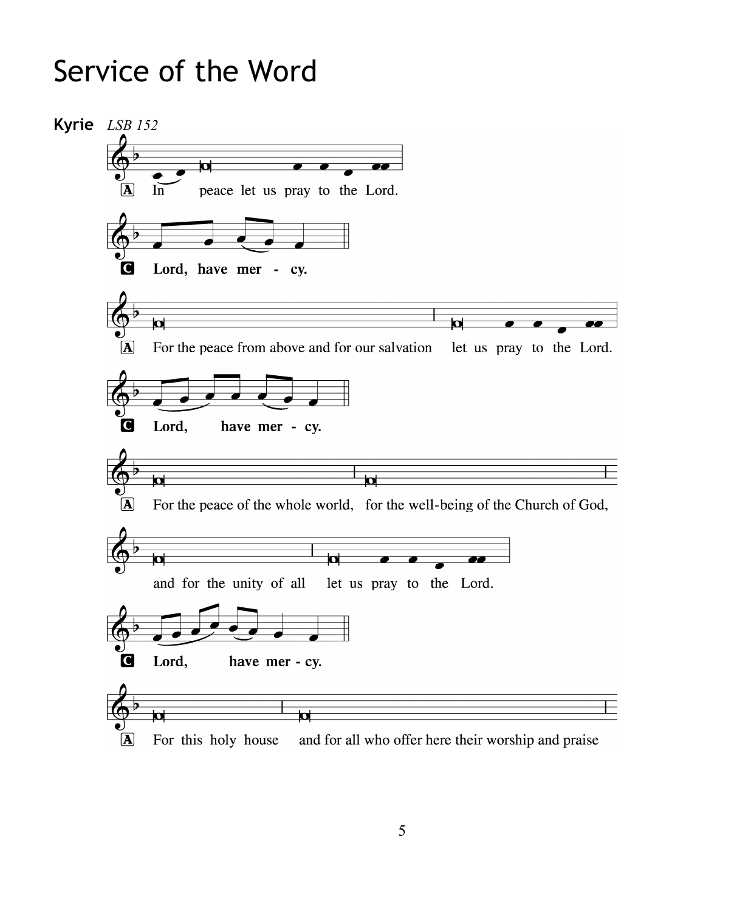# Service of the Word

**Kyrie** *LSB 152*

A In peace let us pray to the Lord.

C **Lord, have mer - cy.**

A For the peace from above and for our salvation let us pray to the Lord.

C **Lord, have mer - cy.**

A For the peace of the whole world, for the well-being of the Church of God, and for the unity of all let us pray to the Lord.

C **Lord, have mer - cy.**

A For this holy house and for all who offer here their worship and praise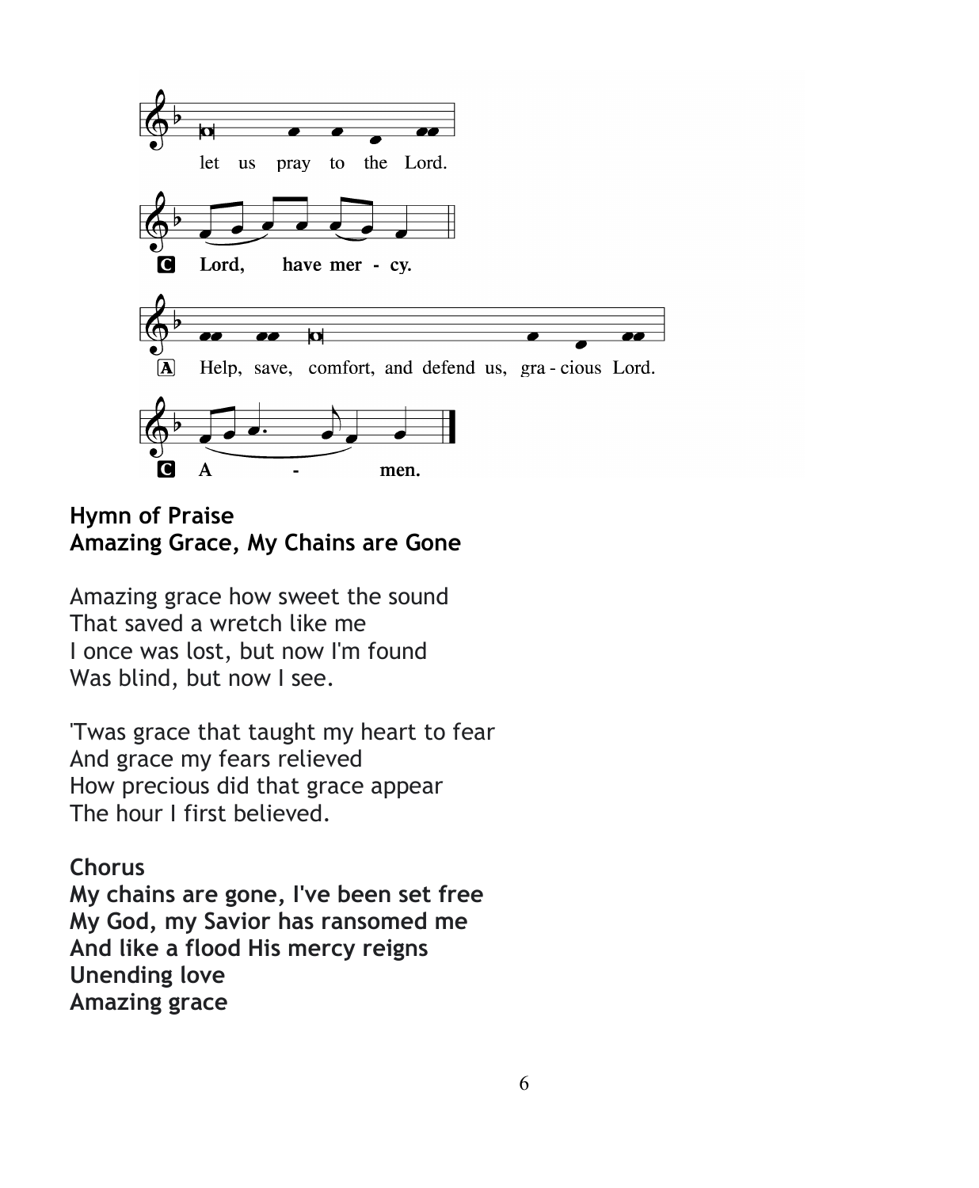let us pray to the Lord.

**C** **Lord, have mer - cy.**

**A** Help, save, comfort, and defend us, gra - cious Lord.

**C** **A - men.**

**Hymn of Praise**
**Amazing Grace, My Chains are Gone**

Amazing grace how sweet the sound
That saved a wretch like me
I once was lost, but now I'm found
Was blind, but now I see.

'Twas grace that taught my heart to fear
And grace my fears relieved
How precious did that grace appear
The hour I first believed.

**Chorus**
**My chains are gone, I've been set free**
**My God, my Savior has ransomed me**
**And like a flood His mercy reigns**
**Unending love**
**Amazing grace**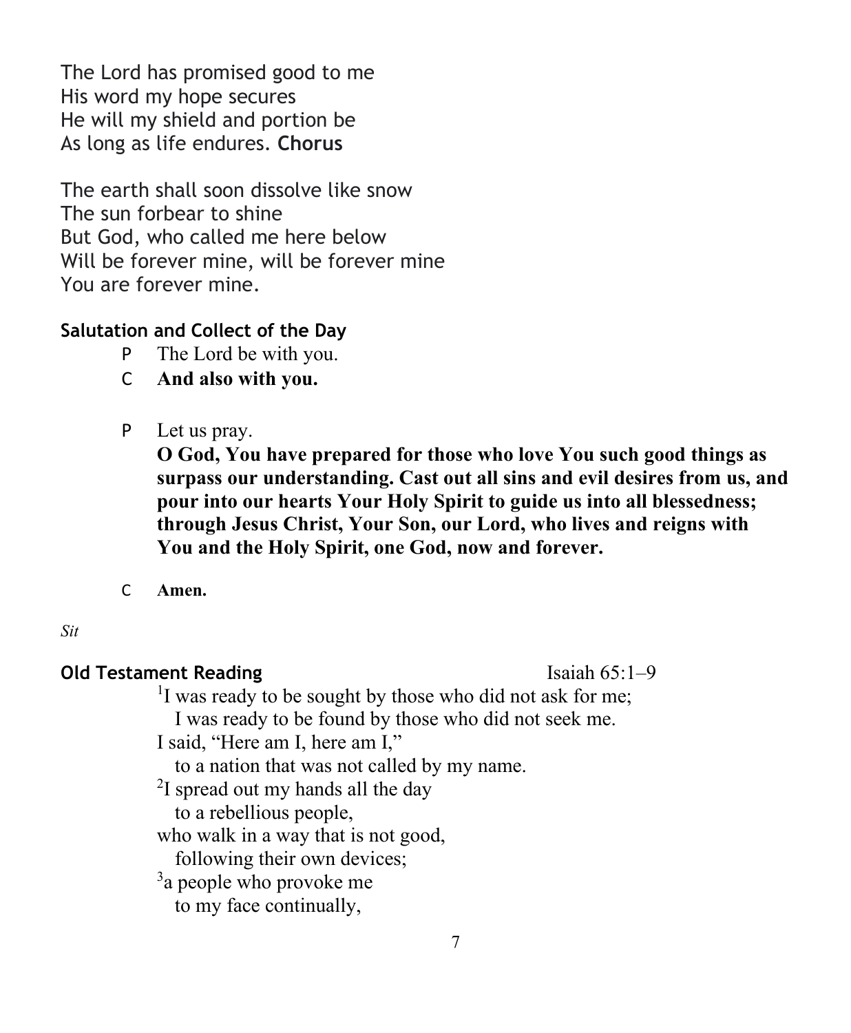The Lord has promised good to me
His word my hope secures
He will my shield and portion be
As long as life endures. **Chorus**

The earth shall soon dissolve like snow
The sun forbear to shine
But God, who called me here below
Will be forever mine, will be forever mine
You are forever mine.

**Salutation and Collect of the Day**

P The Lord be with you.
C **And also with you.**

P Let us pray.
**O God, You have prepared for those who love You such good things as surpass our understanding. Cast out all sins and evil desires from us, and pour into our hearts Your Holy Spirit to guide us into all blessedness; through Jesus Christ, Your Son, our Lord, who lives and reigns with You and the Holy Spirit, one God, now and forever.**

C **Amen.**

*Sit*

**Old Testament Reading** Isaiah 65:1–9

[1]I was ready to be sought by those who did not ask for me;
  I was ready to be found by those who did not seek me.
I said, "Here am I, here am I,"
  to a nation that was not called by my name.
[2]I spread out my hands all the day
  to a rebellious people,
who walk in a way that is not good,
  following their own devices;
[3]a people who provoke me
  to my face continually,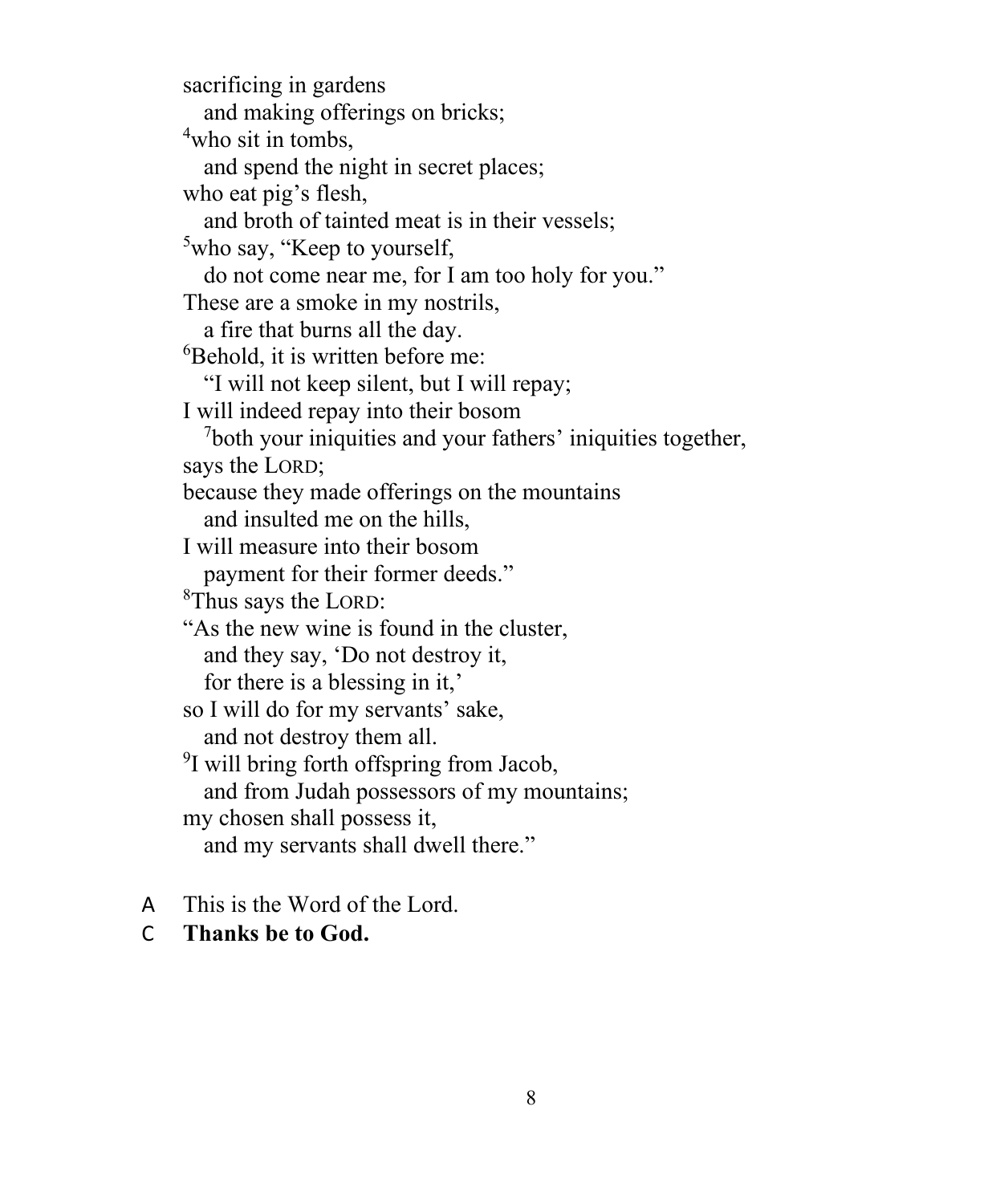sacrificing in gardens  
   and making offerings on bricks;  
[4]who sit in tombs,  
   and spend the night in secret places;  
who eat pig's flesh,  
   and broth of tainted meat is in their vessels;  
[5]who say, "Keep to yourself,  
   do not come near me, for I am too holy for you."  
These are a smoke in my nostrils,  
   a fire that burns all the day.  
[6]Behold, it is written before me:  
   "I will not keep silent, but I will repay;  
I will indeed repay into their bosom  
   [7]both your iniquities and your fathers' iniquities together,  
says the LORD;  
because they made offerings on the mountains  
   and insulted me on the hills,  
I will measure into their bosom  
   payment for their former deeds."  
[8]Thus says the LORD:  
"As the new wine is found in the cluster,  
   and they say, 'Do not destroy it,  
   for there is a blessing in it,'  
so I will do for my servants' sake,  
   and not destroy them all.  
[9]I will bring forth offspring from Jacob,  
   and from Judah possessors of my mountains;  
my chosen shall possess it,  
   and my servants shall dwell there."

A   This is the Word of the Lord.  
C   **Thanks be to God.**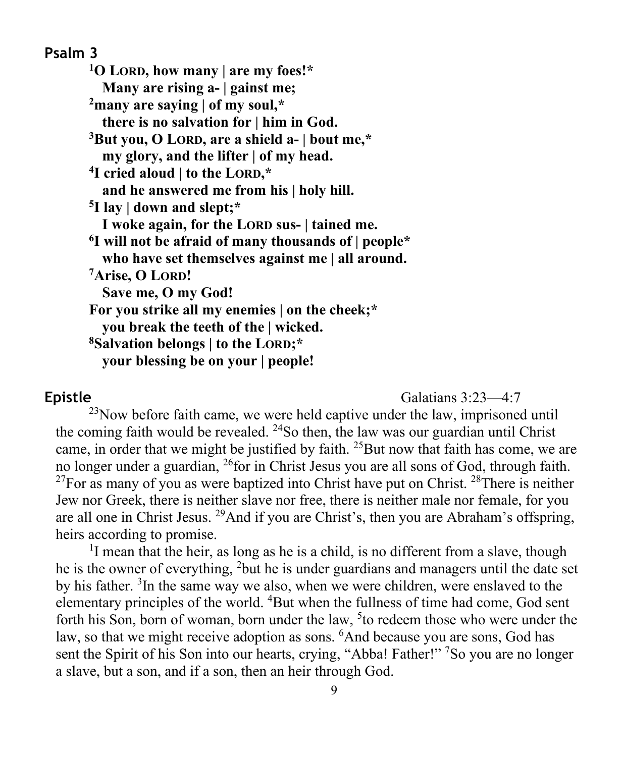## Psalm 3

**[1]O LORD, how many | are my foes!***
**Many are rising a- | gainst me;**
**[2]many are saying | of my soul,***
**there is no salvation for | him in God.**
**[3]But you, O LORD, are a shield a- | bout me,***
**my glory, and the lifter | of my head.**
**[4]I cried aloud | to the LORD,***
**and he answered me from his | holy hill.**
**[5]I lay | down and slept;***
**I woke again, for the LORD sus- | tained me.**
**[6]I will not be afraid of many thousands of | people***
**who have set themselves against me | all around.**
**[7]Arise, O LORD!**
**Save me, O my God!**
**For you strike all my enemies | on the cheek;***
**you break the teeth of the | wicked.**
**[8]Salvation belongs | to the LORD;***
**your blessing be on your | people!**

## Epistle

Galatians 3:23—4:7

[23]Now before faith came, we were held captive under the law, imprisoned until the coming faith would be revealed. [24]So then, the law was our guardian until Christ came, in order that we might be justified by faith. [25]But now that faith has come, we are no longer under a guardian, [26]for in Christ Jesus you are all sons of God, through faith. [27]For as many of you as were baptized into Christ have put on Christ. [28]There is neither Jew nor Greek, there is neither slave nor free, there is neither male nor female, for you are all one in Christ Jesus. [29]And if you are Christ's, then you are Abraham's offspring, heirs according to promise.

[1]I mean that the heir, as long as he is a child, is no different from a slave, though he is the owner of everything, [2]but he is under guardians and managers until the date set by his father. [3]In the same way we also, when we were children, were enslaved to the elementary principles of the world. [4]But when the fullness of time had come, God sent forth his Son, born of woman, born under the law, [5]to redeem those who were under the law, so that we might receive adoption as sons. [6]And because you are sons, God has sent the Spirit of his Son into our hearts, crying, "Abba! Father!" [7]So you are no longer a slave, but a son, and if a son, then an heir through God.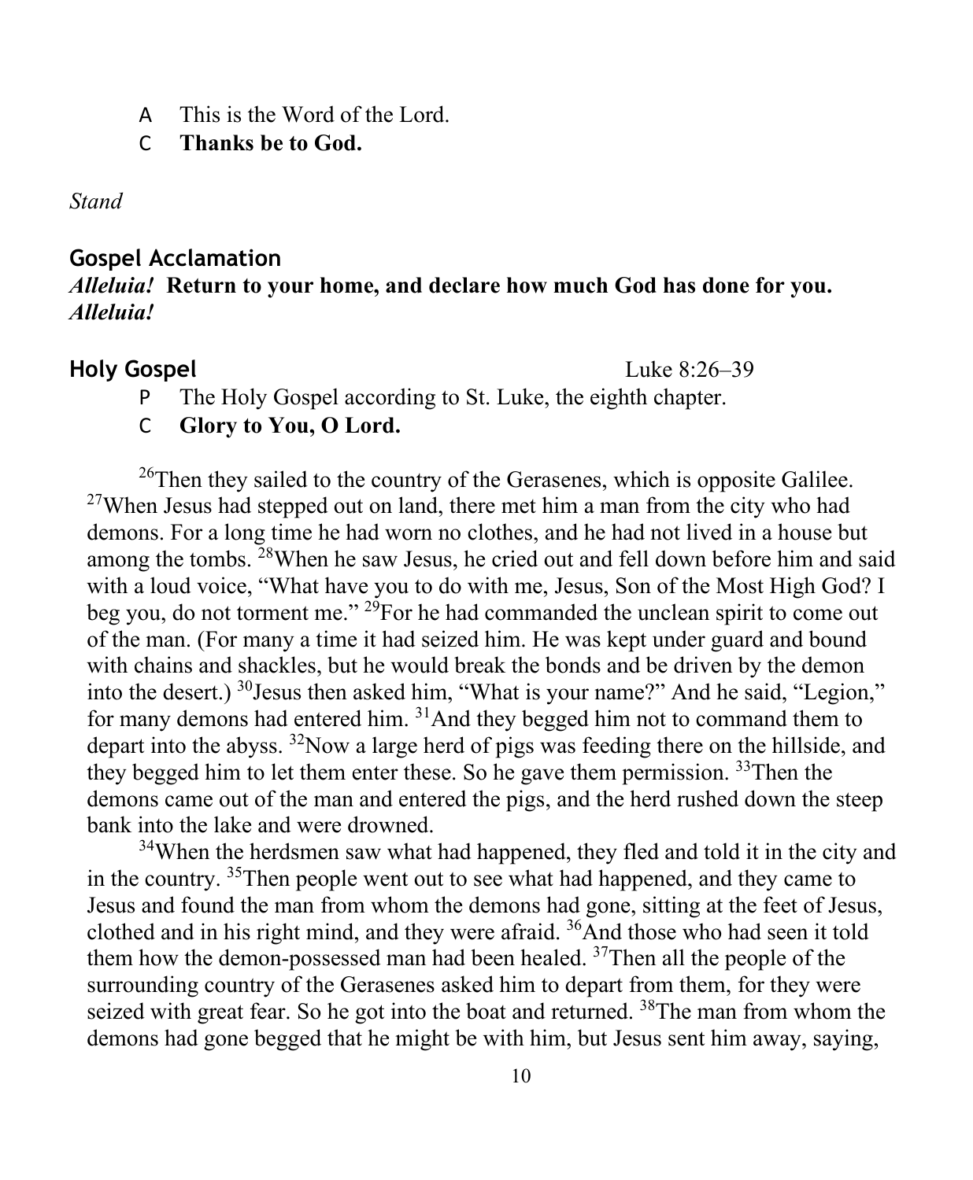A  This is the Word of the Lord.

C  **Thanks be to God.**

*Stand*

## Gospel Acclamation

***Alleluia!*** **Return to your home, and declare how much God has done for you.** ***Alleluia!***

## Holy Gospel

Luke 8:26–39

P  The Holy Gospel according to St. Luke, the eighth chapter.

C  **Glory to You, O Lord.**

[26]Then they sailed to the country of the Gerasenes, which is opposite Galilee. [27]When Jesus had stepped out on land, there met him a man from the city who had demons. For a long time he had worn no clothes, and he had not lived in a house but among the tombs. [28]When he saw Jesus, he cried out and fell down before him and said with a loud voice, "What have you to do with me, Jesus, Son of the Most High God? I beg you, do not torment me." [29]For he had commanded the unclean spirit to come out of the man. (For many a time it had seized him. He was kept under guard and bound with chains and shackles, but he would break the bonds and be driven by the demon into the desert.) [30]Jesus then asked him, "What is your name?" And he said, "Legion," for many demons had entered him. [31]And they begged him not to command them to depart into the abyss. [32]Now a large herd of pigs was feeding there on the hillside, and they begged him to let them enter these. So he gave them permission. [33]Then the demons came out of the man and entered the pigs, and the herd rushed down the steep bank into the lake and were drowned.

[34]When the herdsmen saw what had happened, they fled and told it in the city and in the country. [35]Then people went out to see what had happened, and they came to Jesus and found the man from whom the demons had gone, sitting at the feet of Jesus, clothed and in his right mind, and they were afraid. [36]And those who had seen it told them how the demon-possessed man had been healed. [37]Then all the people of the surrounding country of the Gerasenes asked him to depart from them, for they were seized with great fear. So he got into the boat and returned. [38]The man from whom the demons had gone begged that he might be with him, but Jesus sent him away, saying,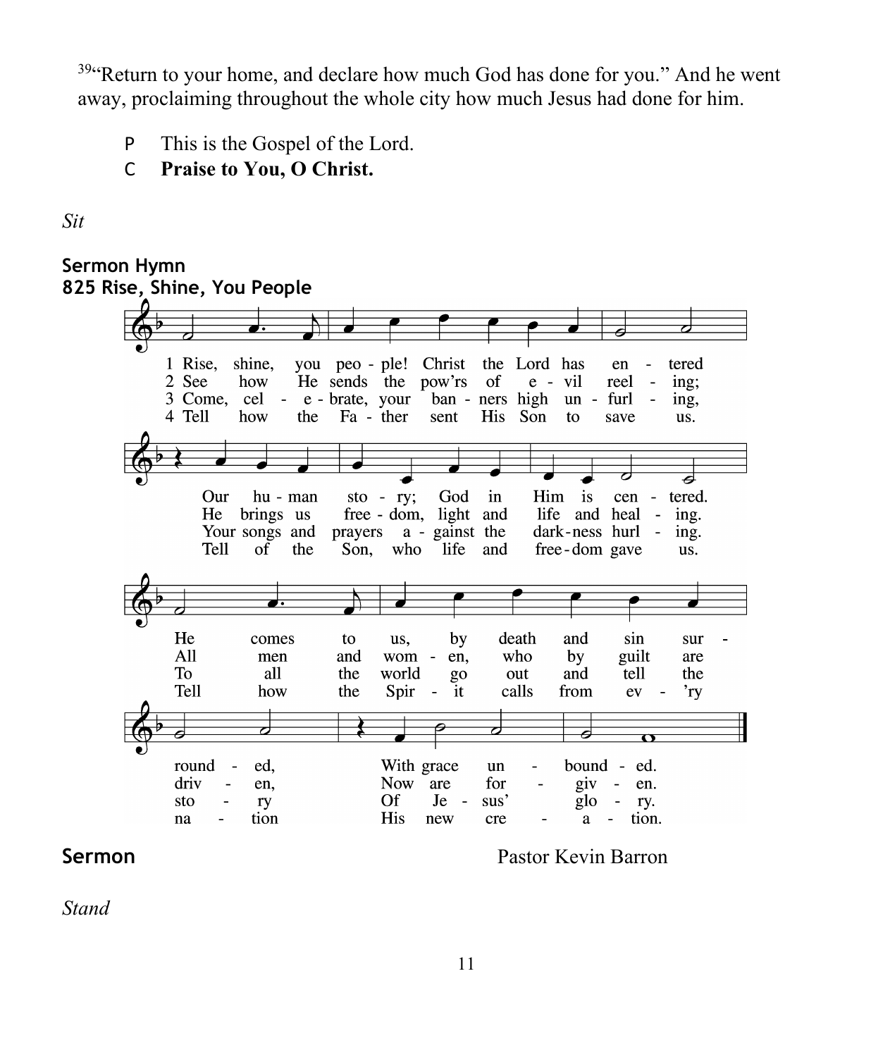[39]"Return to your home, and declare how much God has done for you." And he went away, proclaiming throughout the whole city how much Jesus had done for him.

P This is the Gospel of the Lord.

C **Praise to You, O Christ.**

*Sit*

**Sermon Hymn**
**825 Rise, Shine, You People**

1 Rise, shine, you people! Christ the Lord has entered
Our human story; God in Him is centered.
He comes to us, by death and sin surrounded,
With grace unbounded.

2 See how He sends the pow'rs of evil reeling;
He brings us freedom, light and life and healing.
All men and women, who by guilt are driven,
Now are forgiven.

3 Come, celebrate, your banners high unfurling,
Your songs and prayers against the darkness hurling.
To all the world go out and tell the story
Of Jesus' glory.

4 Tell how the Father sent His Son to save us.
Tell of the Son, who life and freedom gave us.
Tell how the Spirit calls from ev'ry nation
His new creation.

**Sermon** Pastor Kevin Barron

*Stand*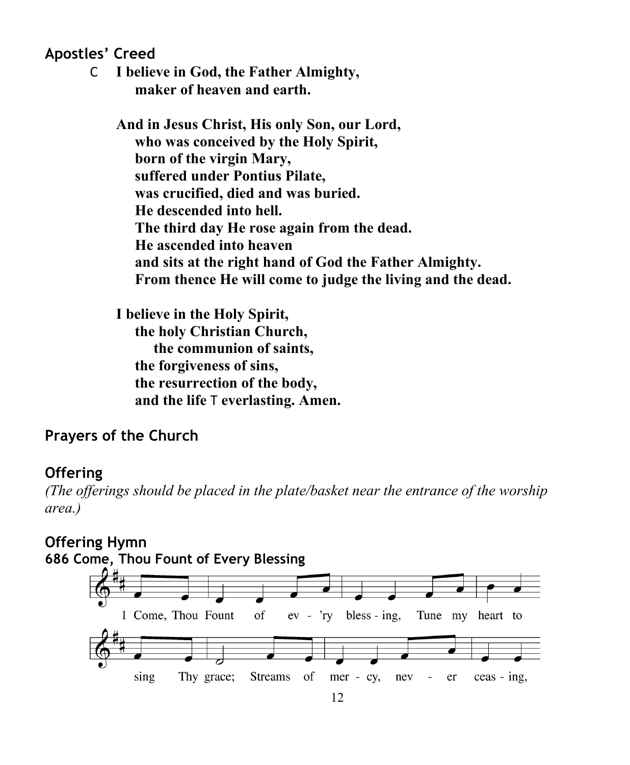## Apostles' Creed

C **I believe in God, the Father Almighty,**
**maker of heaven and earth.**

**And in Jesus Christ, His only Son, our Lord,**
**who was conceived by the Holy Spirit,**
**born of the virgin Mary,**
**suffered under Pontius Pilate,**
**was crucified, died and was buried.**
**He descended into hell.**
**The third day He rose again from the dead.**
**He ascended into heaven**
**and sits at the right hand of God the Father Almighty.**
**From thence He will come to judge the living and the dead.**

**I believe in the Holy Spirit,**
**the holy Christian Church,**
**the communion of saints,**
**the forgiveness of sins,**
**the resurrection of the body,**
**and the life** T **everlasting. Amen.**

## Prayers of the Church

## Offering

*(The offerings should be placed in the plate/basket near the entrance of the worship area.)*

## Offering Hymn

**686 Come, Thou Fount of Every Blessing**

1 Come, Thou Fount of ev - 'ry bless - ing, Tune my heart to sing Thy grace; Streams of mer - cy, nev - er ceas - ing,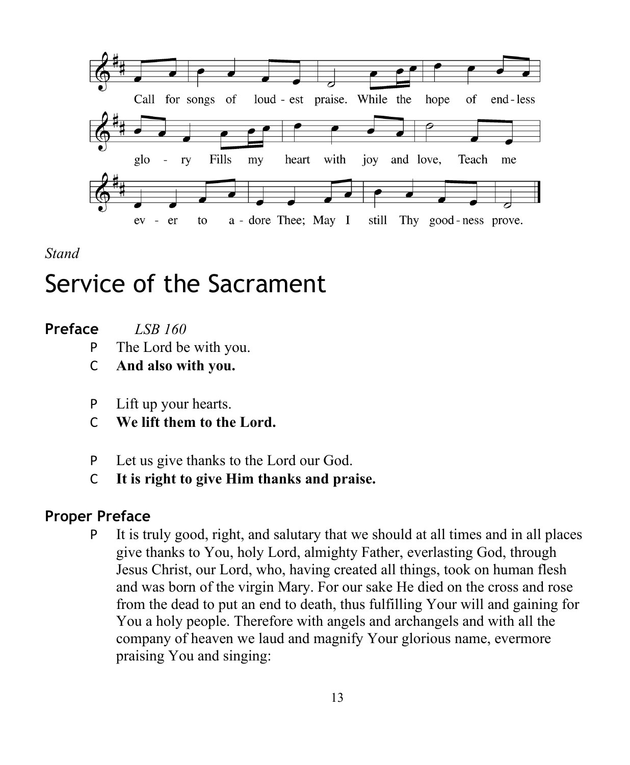Call for songs of loud - est praise. While the hope of end - less glo - ry Fills my heart with joy and love, Teach me ev - er to a - dore Thee; May I still Thy good - ness prove.

*Stand*

# Service of the Sacrament

## Preface *LSB 160*

P The Lord be with you.

C **And also with you.**

P Lift up your hearts.

C **We lift them to the Lord.**

P Let us give thanks to the Lord our God.

C **It is right to give Him thanks and praise.**

## Proper Preface

P It is truly good, right, and salutary that we should at all times and in all places give thanks to You, holy Lord, almighty Father, everlasting God, through Jesus Christ, our Lord, who, having created all things, took on human flesh and was born of the virgin Mary. For our sake He died on the cross and rose from the dead to put an end to death, thus fulfilling Your will and gaining for You a holy people. Therefore with angels and archangels and with all the company of heaven we laud and magnify Your glorious name, evermore praising You and singing: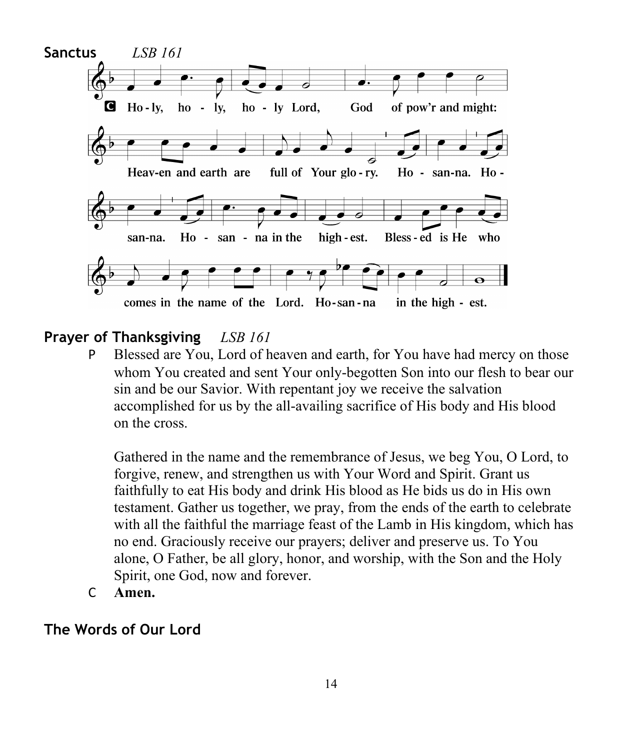## Sanctus *LSB 161*

C Ho-ly, ho-ly, ho-ly Lord, God of pow'r and might: Heav-en and earth are full of Your glo-ry. Ho-san-na. Ho-san-na. Ho-san-na in the high-est. Bless-ed is He who comes in the name of the Lord. Ho-san-na in the high-est.

## Prayer of Thanksgiving *LSB 161*

P Blessed are You, Lord of heaven and earth, for You have had mercy on those whom You created and sent Your only-begotten Son into our flesh to bear our sin and be our Savior. With repentant joy we receive the salvation accomplished for us by the all-availing sacrifice of His body and His blood on the cross.

Gathered in the name and the remembrance of Jesus, we beg You, O Lord, to forgive, renew, and strengthen us with Your Word and Spirit. Grant us faithfully to eat His body and drink His blood as He bids us do in His own testament. Gather us together, we pray, from the ends of the earth to celebrate with all the faithful the marriage feast of the Lamb in His kingdom, which has no end. Graciously receive our prayers; deliver and preserve us. To You alone, O Father, be all glory, honor, and worship, with the Son and the Holy Spirit, one God, now and forever.

C **Amen.**

## The Words of Our Lord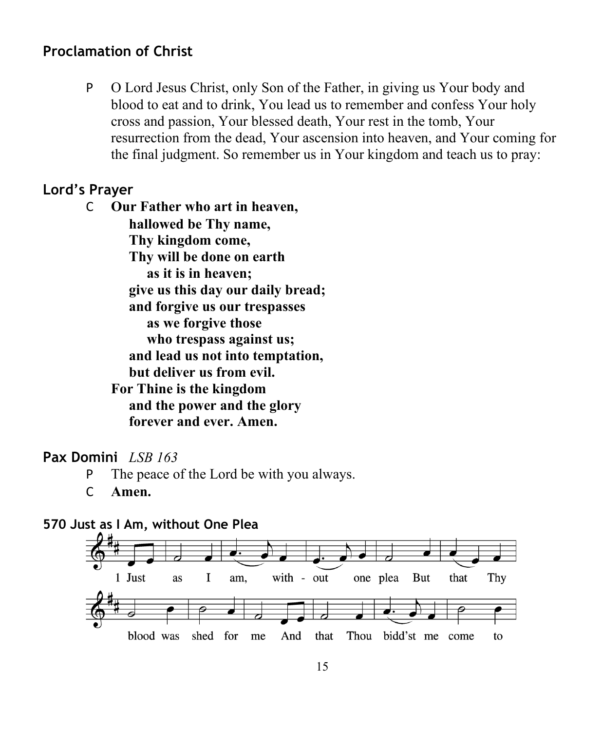## Proclamation of Christ

P O Lord Jesus Christ, only Son of the Father, in giving us Your body and blood to eat and to drink, You lead us to remember and confess Your holy cross and passion, Your blessed death, Your rest in the tomb, Your resurrection from the dead, Your ascension into heaven, and Your coming for the final judgment. So remember us in Your kingdom and teach us to pray:

## Lord's Prayer

C **Our Father who art in heaven,**
**hallowed be Thy name,**
**Thy kingdom come,**
**Thy will be done on earth**
**as it is in heaven;**
**give us this day our daily bread;**
**and forgive us our trespasses**
**as we forgive those**
**who trespass against us;**
**and lead us not into temptation,**
**but deliver us from evil.**
**For Thine is the kingdom**
**and the power and the glory**
**forever and ever. Amen.**

## Pax Domini *LSB 163*

P The peace of the Lord be with you always.

C **Amen.**

## 570 Just as I Am, without One Plea

1 Just as I am, with - out one plea But that Thy blood was shed for me And that Thou bidd'st me come to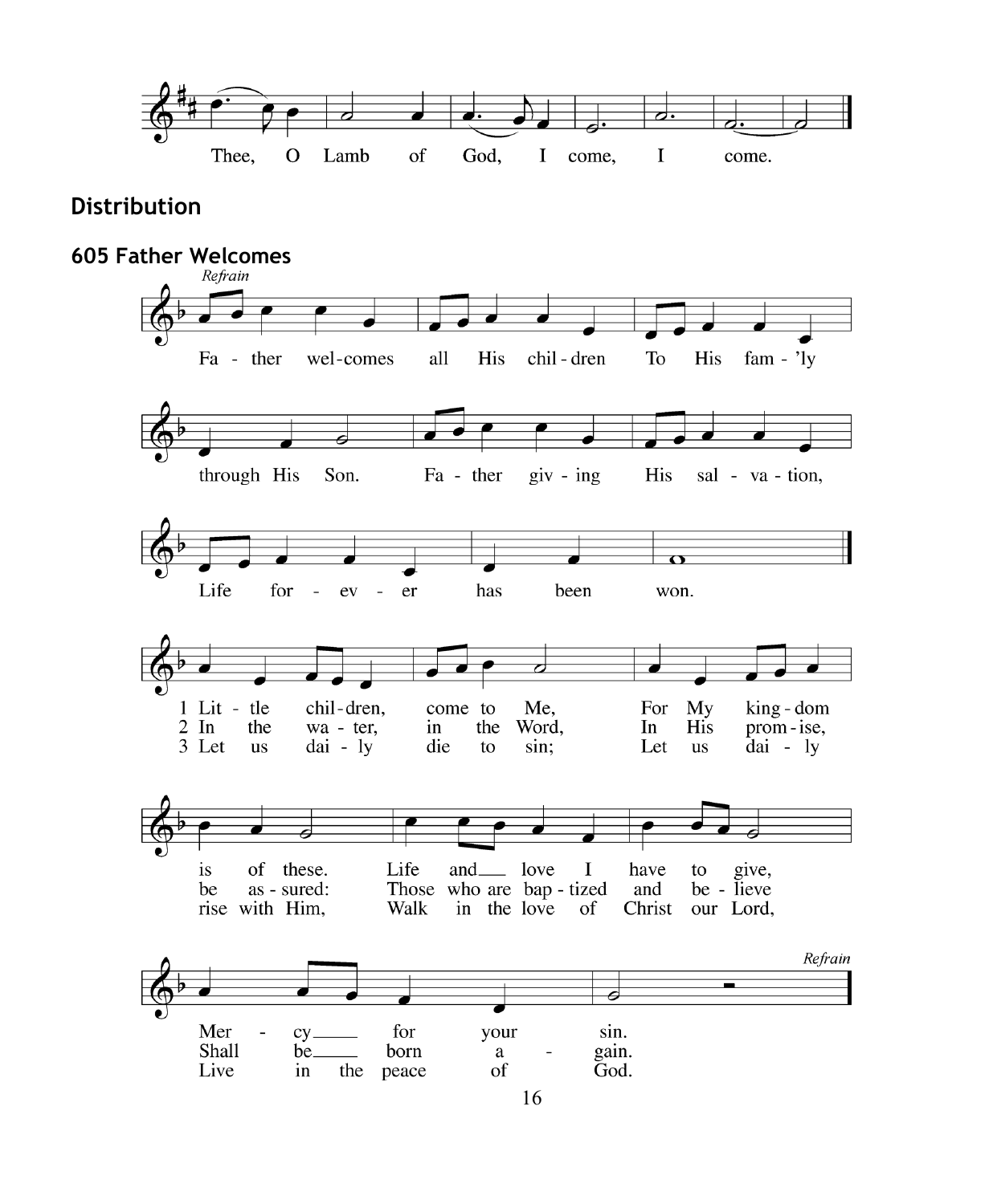Thee, O Lamb of God, I come, I come.

## Distribution

### 605 Father Welcomes

*Refrain*

Father welcomes all His children
To His fam'ly through His Son.
Father giving His salvation,
Life forever has been won.

1 Little children, come to Me,
For My kingdom is of these.
Life and love I have to give,
Mercy for your sin. *Refrain*

2 In the water, in the Word,
In His promise, be assured:
Those who are baptized and believe
Shall be born again. *Refrain*

3 Let us daily die to sin;
Let us daily rise with Him,
Walk in the love of Christ our Lord,
Live in the peace of God. *Refrain*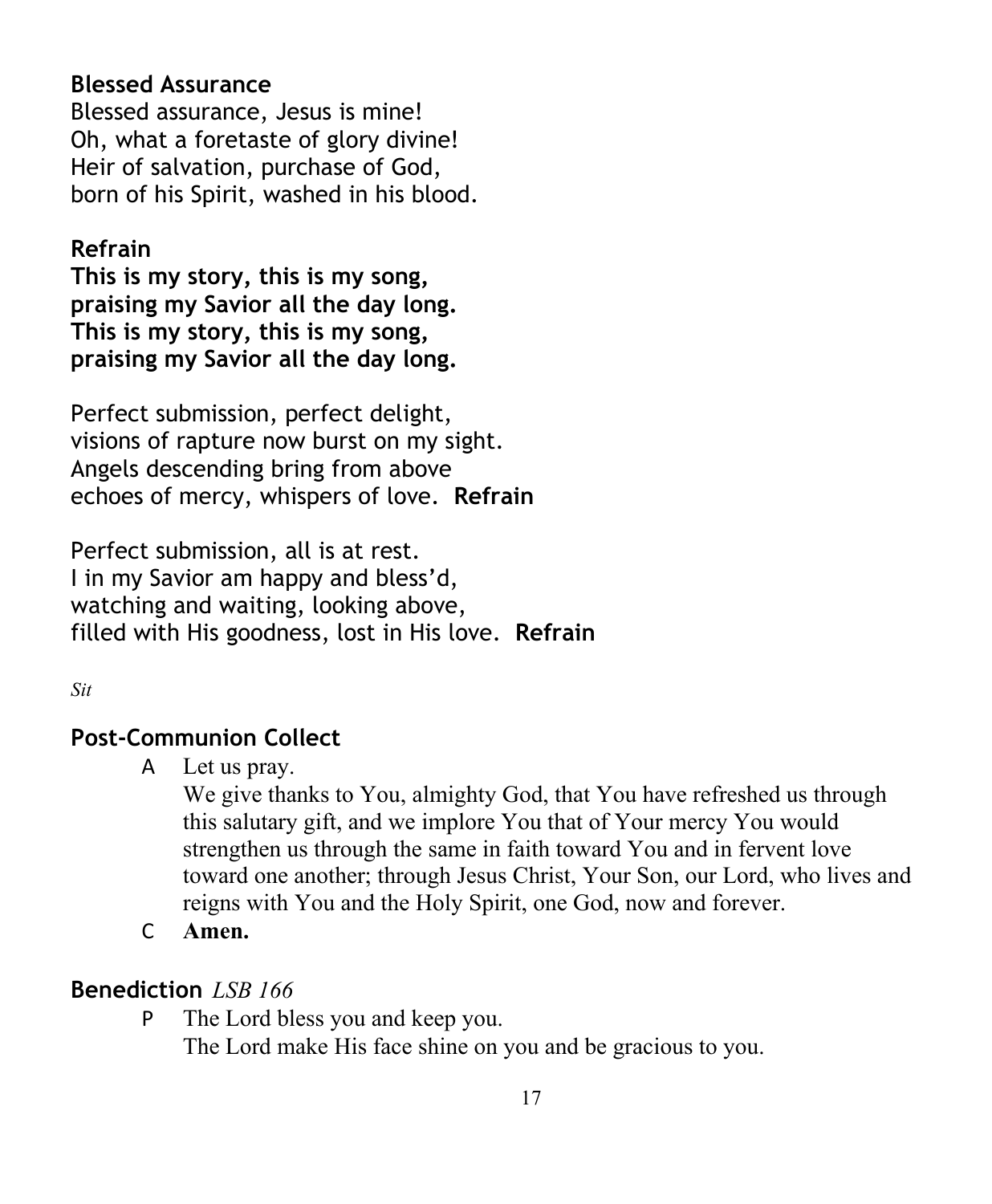**Blessed Assurance**

Blessed assurance, Jesus is mine!
Oh, what a foretaste of glory divine!
Heir of salvation, purchase of God,
born of his Spirit, washed in his blood.

**Refrain**

**This is my story, this is my song,**
**praising my Savior all the day long.**
**This is my story, this is my song,**
**praising my Savior all the day long.**

Perfect submission, perfect delight,
visions of rapture now burst on my sight.
Angels descending bring from above
echoes of mercy, whispers of love. **Refrain**

Perfect submission, all is at rest.
I in my Savior am happy and bless'd,
watching and waiting, looking above,
filled with His goodness, lost in His love. **Refrain**

*Sit*

## Post-Communion Collect

A Let us pray.
We give thanks to You, almighty God, that You have refreshed us through this salutary gift, and we implore You that of Your mercy You would strengthen us through the same in faith toward You and in fervent love toward one another; through Jesus Christ, Your Son, our Lord, who lives and reigns with You and the Holy Spirit, one God, now and forever.

C **Amen.**

## Benediction *LSB 166*

P The Lord bless you and keep you.
The Lord make His face shine on you and be gracious to you.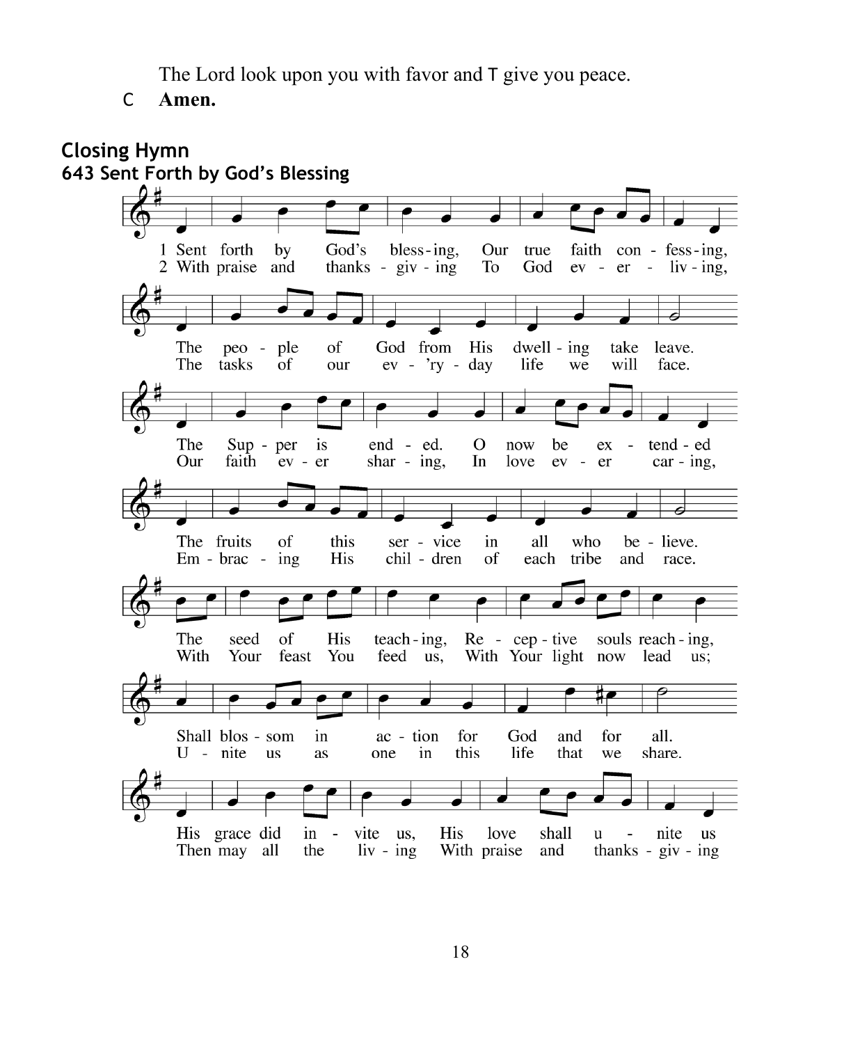The Lord look upon you with favor and T give you peace.

C **Amen.**

## Closing Hymn

### 643 Sent Forth by God's Blessing

1 Sent forth by God's bless-ing, Our true faith con-fess-ing,
The peo-ple of God from His dwell-ing take leave.
The Sup-per is end-ed. O now be ex-tend-ed
The fruits of this ser-vice in all who be-lieve.
The seed of His teach-ing, Re-cep-tive souls reach-ing,
Shall blos-som in ac-tion for God and for all.
His grace did in-vite us, His love shall u-nite us

2 With praise and thanks-giv-ing To God ev-er-liv-ing,
The tasks of our ev-'ry-day life we will face.
Our faith ev-er shar-ing, In love ev-er car-ing,
Em-brac-ing His chil-dren of each tribe and race.
With Your feast You feed us, With Your light now lead us;
U-nite us as one in this life that we share.
Then may all the liv-ing With praise and thanks-giv-ing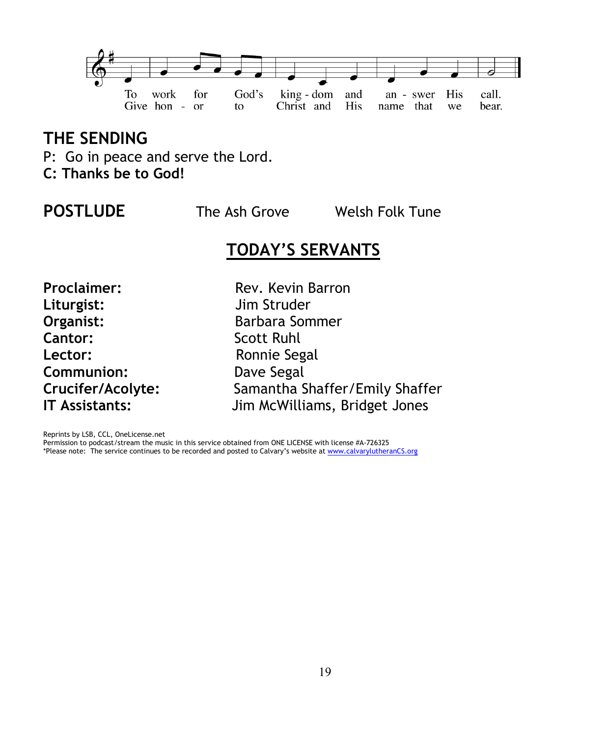To work for God's king - dom and an - swer His call.
Give hon - or to Christ and His name that we bear.

## THE SENDING

P: Go in peace and serve the Lord.
**C: Thanks be to God!**

**POSTLUDE** The Ash Grove Welsh Folk Tune

## TODAY'S SERVANTS

| | |
|---|---|
| **Proclaimer:** | Rev. Kevin Barron |
| **Liturgist:** | Jim Struder |
| **Organist:** | Barbara Sommer |
| **Cantor:** | Scott Ruhl |
| **Lector:** | Ronnie Segal |
| **Communion:** | Dave Segal |
| **Crucifer/Acolyte:** | Samantha Shaffer/Emily Shaffer |
| **IT Assistants:** | Jim McWilliams, Bridget Jones |

Reprints by LSB, CCL, OneLicense.net
Permission to podcast/stream the music in this service obtained from ONE LICENSE with license #A-726325
*Please note: The service continues to be recorded and posted to Calvary's website at www.calvarylutheranCS.org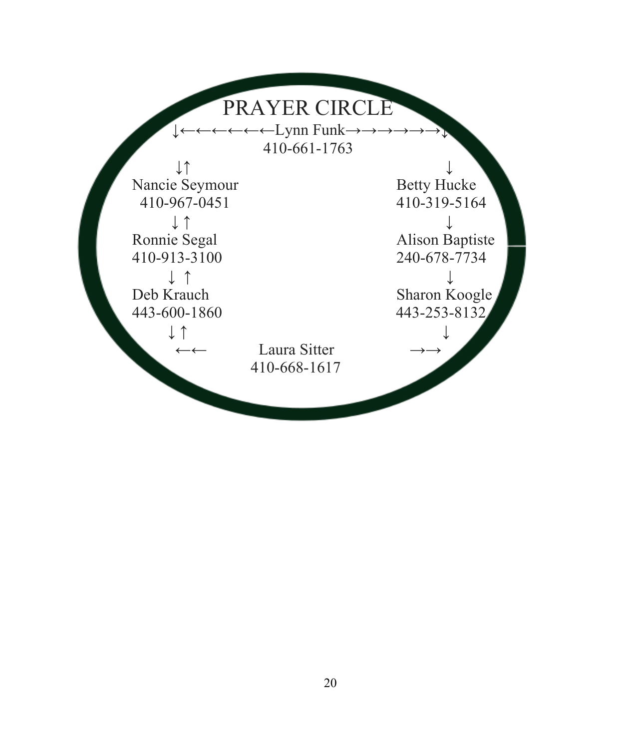# PRAYER CIRCLE

↓←←←←←←Lynn Funk→→→→→→↓
410-661-1763

↓↑

Nancie Seymour
410-967-0451

↓↑

Ronnie Segal
410-913-3100

↓↑

Deb Krauch
443-600-1860

↓↑

↓

Betty Hucke
410-319-5164

↓

Alison Baptiste
240-678-7734

↓

Sharon Koogle
443-253-8132

↓

←← Laura Sitter →→
410-668-1617